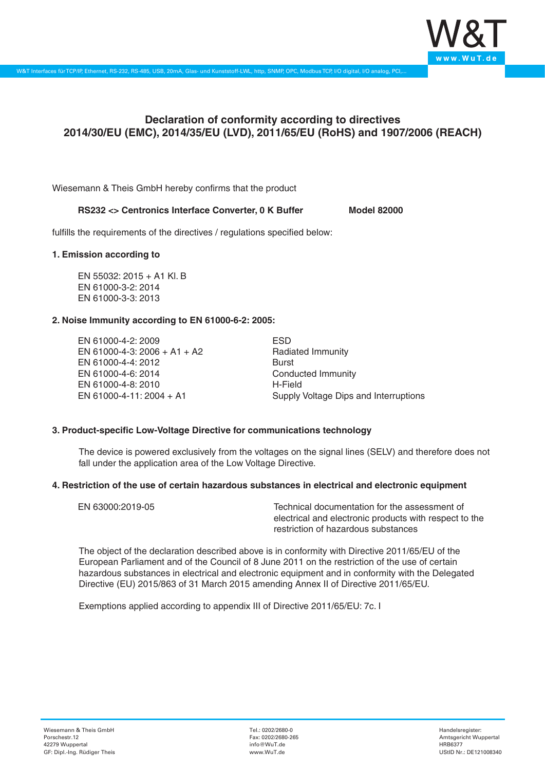# Declaration of conformity according to directives 2014/30/EU (EMC), 2014/35/EU (LVD), 2011/65/EU (RoHS) and 1907/2006 (REACH)

Wiesemann & Theis GmbH hereby confirms that the product

**RS232 <> Centronics Interface Converter, 0 K Buffer** **Model 82000**

fulfills the requirements of the directives / regulations specified below:

### 1. Emission according to

EN 55032: 2015 + A1 Kl. B
EN 61000-3-2: 2014
EN 61000-3-3: 2013

### 2. Noise Immunity according to EN 61000-6-2: 2005:

| | |
|---|---|
| EN 61000-4-2: 2009 | ESD |
| EN 61000-4-3: 2006 + A1 + A2 | Radiated Immunity |
| EN 61000-4-4: 2012 | Burst |
| EN 61000-4-6: 2014 | Conducted Immunity |
| EN 61000-4-8: 2010 | H-Field |
| EN 61000-4-11: 2004 + A1 | Supply Voltage Dips and Interruptions |

### 3. Product-specific Low-Voltage Directive for communications technology

The device is powered exclusively from the voltages on the signal lines (SELV) and therefore does not fall under the application area of the Low Voltage Directive.

### 4. Restriction of the use of certain hazardous substances in electrical and electronic equipment

| | |
|---|---|
| EN 63000:2019-05 | Technical documentation for the assessment of electrical and electronic products with respect to the restriction of hazardous substances |

The object of the declaration described above is in conformity with Directive 2011/65/EU of the European Parliament and of the Council of 8 June 2011 on the restriction of the use of certain hazardous substances in electrical and electronic equipment and in conformity with the Delegated Directive (EU) 2015/863 of 31 March 2015 amending Annex II of Directive 2011/65/EU.

Exemptions applied according to appendix III of Directive 2011/65/EU: 7c. I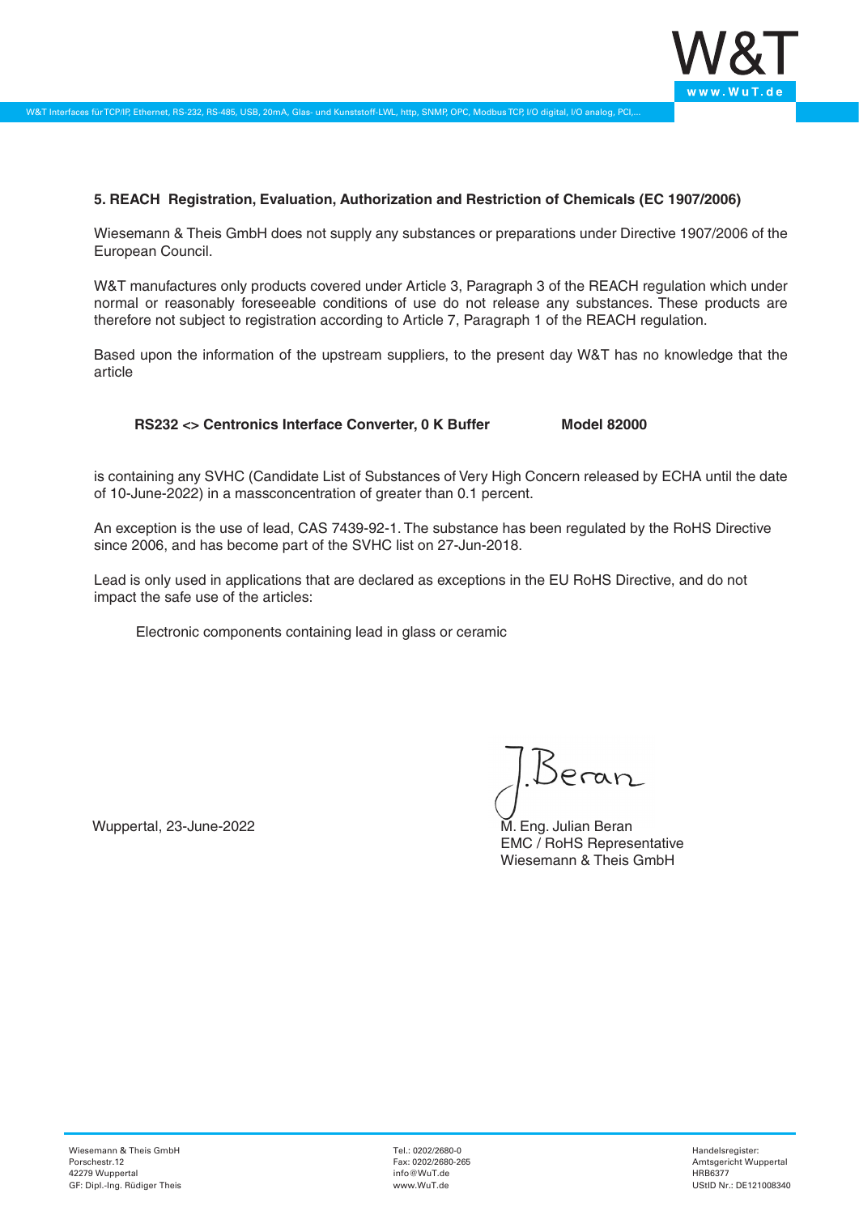### 5. REACH Registration, Evaluation, Authorization and Restriction of Chemicals (EC 1907/2006)

Wiesemann & Theis GmbH does not supply any substances or preparations under Directive 1907/2006 of the European Council.

W&T manufactures only products covered under Article 3, Paragraph 3 of the REACH regulation which under normal or reasonably foreseeable conditions of use do not release any substances. These products are therefore not subject to registration according to Article 7, Paragraph 1 of the REACH regulation.

Based upon the information of the upstream suppliers, to the present day W&T has no knowledge that the article

**RS232 <> Centronics Interface Converter, 0 K Buffer** **Model 82000**

is containing any SVHC (Candidate List of Substances of Very High Concern released by ECHA until the date of 10-June-2022) in a massconcentration of greater than 0.1 percent.

An exception is the use of lead, CAS 7439-92-1. The substance has been regulated by the RoHS Directive since 2006, and has become part of the SVHC list on 27-Jun-2018.

Lead is only used in applications that are declared as exceptions in the EU RoHS Directive, and do not impact the safe use of the articles:

Electronic components containing lead in glass or ceramic

Wuppertal, 23-June-2022

J. Beran

M. Eng. Julian Beran
EMC / RoHS Representative
Wiesemann & Theis GmbH

Wiesemann & Theis GmbH
Porschestr.12
42279 Wuppertal
GF: Dipl.-Ing. Rüdiger Theis

Tel.: 0202/2680-0
Fax: 0202/2680-265
info@WuT.de
www.WuT.de

Handelsregister:
Amtsgericht Wuppertal
HRB6377
UStID Nr.: DE121008340